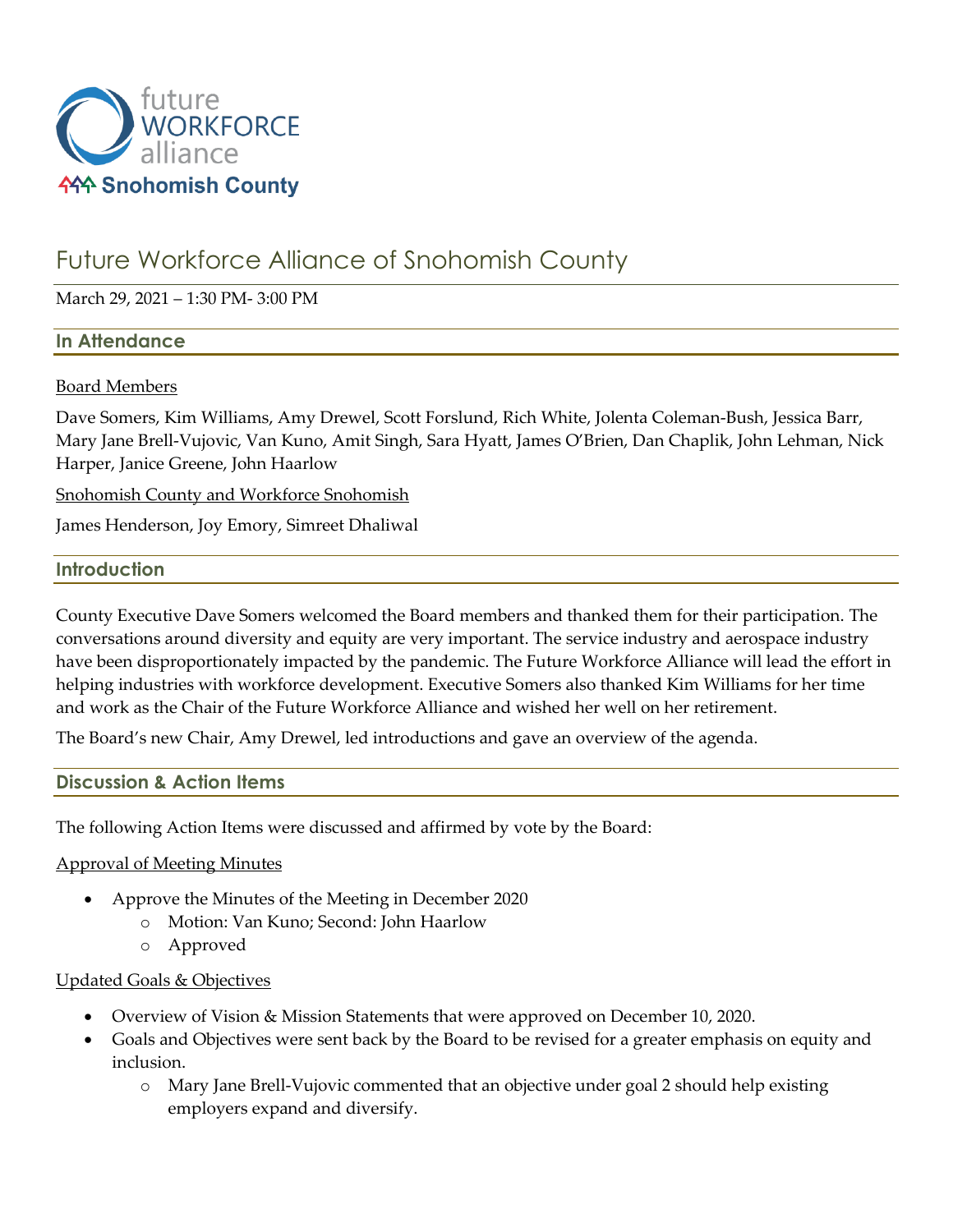# Future Workforce Alliance of Snohomish County

March 29, 2021 – 1:30 PM- 3:00 PM

## In Attendance

Board Members

Dave Somers, Kim Williams, Amy Drewel, Scott Forslund, Rich White, Jolenta Coleman-Bush, Jessica Barr, Mary Jane Brell-Vujovic, Van Kuno, Amit Singh, Sara Hyatt, James O'Brien, Dan Chaplik, John Lehman, Nick Harper, Janice Greene, John Haarlow

Snohomish County and Workforce Snohomish

James Henderson, Joy Emory, Simreet Dhaliwal

## Introduction

County Executive Dave Somers welcomed the Board members and thanked them for their participation. The conversations around diversity and equity are very important. The service industry and aerospace industry have been disproportionately impacted by the pandemic. The Future Workforce Alliance will lead the effort in helping industries with workforce development. Executive Somers also thanked Kim Williams for her time and work as the Chair of the Future Workforce Alliance and wished her well on her retirement.

The Board's new Chair, Amy Drewel, led introductions and gave an overview of the agenda.

## Discussion & Action Items

The following Action Items were discussed and affirmed by vote by the Board:

Approval of Meeting Minutes

- Approve the Minutes of the Meeting in December 2020
  - Motion: Van Kuno; Second: John Haarlow
  - Approved

Updated Goals & Objectives

- Overview of Vision & Mission Statements that were approved on December 10, 2020.
- Goals and Objectives were sent back by the Board to be revised for a greater emphasis on equity and inclusion.
  - Mary Jane Brell-Vujovic commented that an objective under goal 2 should help existing employers expand and diversify.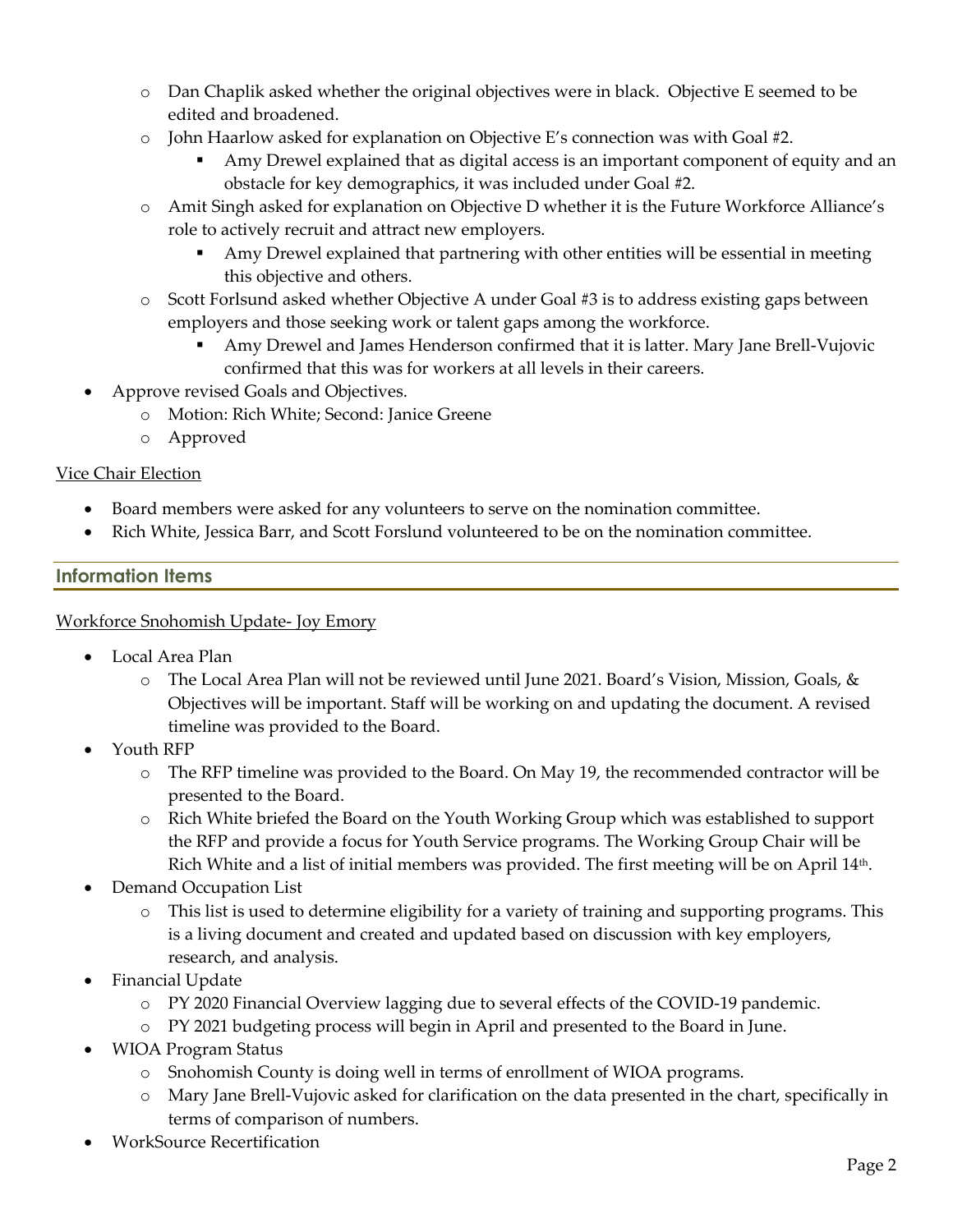- Dan Chaplik asked whether the original objectives were in black. Objective E seemed to be edited and broadened.
    - John Haarlow asked for explanation on Objective E's connection was with Goal #2.
        - Amy Drewel explained that as digital access is an important component of equity and an obstacle for key demographics, it was included under Goal #2.
    - Amit Singh asked for explanation on Objective D whether it is the Future Workforce Alliance's role to actively recruit and attract new employers.
        - Amy Drewel explained that partnering with other entities will be essential in meeting this objective and others.
    - Scott Forslund asked whether Objective A under Goal #3 is to address existing gaps between employers and those seeking work or talent gaps among the workforce.
        - Amy Drewel and James Henderson confirmed that it is latter. Mary Jane Brell-Vujovic confirmed that this was for workers at all levels in their careers.
- Approve revised Goals and Objectives.
    - Motion: Rich White; Second: Janice Greene
    - Approved

Vice Chair Election

- Board members were asked for any volunteers to serve on the nomination committee.
- Rich White, Jessica Barr, and Scott Forslund volunteered to be on the nomination committee.

## Information Items

Workforce Snohomish Update- Joy Emory

- Local Area Plan
    - The Local Area Plan will not be reviewed until June 2021. Board's Vision, Mission, Goals, & Objectives will be important. Staff will be working on and updating the document. A revised timeline was provided to the Board.
- Youth RFP
    - The RFP timeline was provided to the Board. On May 19, the recommended contractor will be presented to the Board.
    - Rich White briefed the Board on the Youth Working Group which was established to support the RFP and provide a focus for Youth Service programs. The Working Group Chair will be Rich White and a list of initial members was provided. The first meeting will be on April 14th.
- Demand Occupation List
    - This list is used to determine eligibility for a variety of training and supporting programs. This is a living document and created and updated based on discussion with key employers, research, and analysis.
- Financial Update
    - PY 2020 Financial Overview lagging due to several effects of the COVID-19 pandemic.
    - PY 2021 budgeting process will begin in April and presented to the Board in June.
- WIOA Program Status
    - Snohomish County is doing well in terms of enrollment of WIOA programs.
    - Mary Jane Brell-Vujovic asked for clarification on the data presented in the chart, specifically in terms of comparison of numbers.
- WorkSource Recertification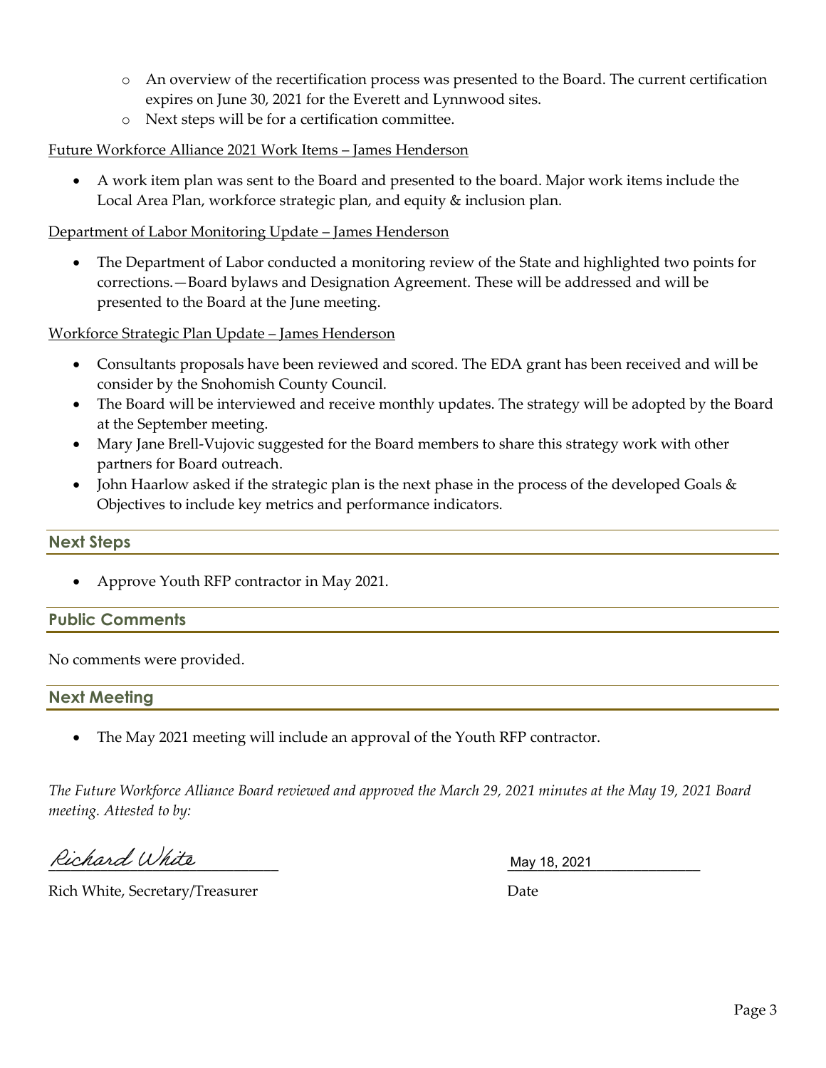- An overview of the recertification process was presented to the Board. The current certification expires on June 30, 2021 for the Everett and Lynnwood sites.
    - Next steps will be for a certification committee.

Future Workforce Alliance 2021 Work Items – James Henderson

- A work item plan was sent to the Board and presented to the board. Major work items include the Local Area Plan, workforce strategic plan, and equity & inclusion plan.

Department of Labor Monitoring Update – James Henderson

- The Department of Labor conducted a monitoring review of the State and highlighted two points for corrections.—Board bylaws and Designation Agreement. These will be addressed and will be presented to the Board at the June meeting.

Workforce Strategic Plan Update – James Henderson

- Consultants proposals have been reviewed and scored. The EDA grant has been received and will be consider by the Snohomish County Council.
- The Board will be interviewed and receive monthly updates. The strategy will be adopted by the Board at the September meeting.
- Mary Jane Brell-Vujovic suggested for the Board members to share this strategy work with other partners for Board outreach.
- John Haarlow asked if the strategic plan is the next phase in the process of the developed Goals & Objectives to include key metrics and performance indicators.

## Next Steps

- Approve Youth RFP contractor in May 2021.

## Public Comments

No comments were provided.

## Next Meeting

- The May 2021 meeting will include an approval of the Youth RFP contractor.

*The Future Workforce Alliance Board reviewed and approved the March 29, 2021 minutes at the May 19, 2021 Board meeting. Attested to by:*

Richard White
Rich White, Secretary/Treasurer

May 18, 2021
Date